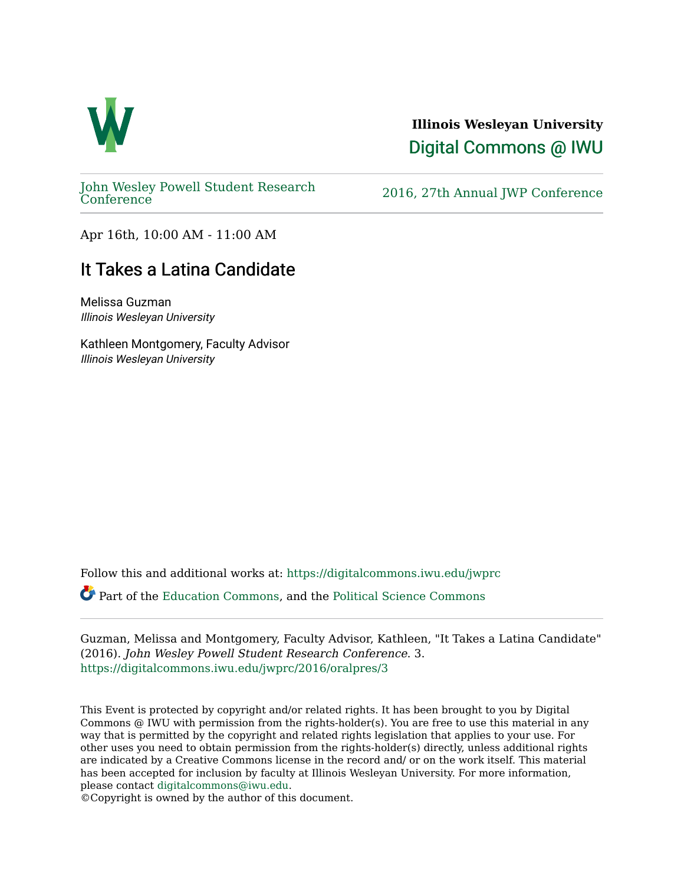**Illinois Wesleyan University**

Digital Commons @ IWU

John Wesley Powell Student Research Conference

2016, 27th Annual JWP Conference

Apr 16th, 10:00 AM - 11:00 AM

# It Takes a Latina Candidate

Melissa Guzman
*Illinois Wesleyan University*

Kathleen Montgomery, Faculty Advisor
*Illinois Wesleyan University*

Follow this and additional works at: https://digitalcommons.iwu.edu/jwprc

Part of the Education Commons, and the Political Science Commons

Guzman, Melissa and Montgomery, Faculty Advisor, Kathleen, "It Takes a Latina Candidate" (2016). *John Wesley Powell Student Research Conference*. 3.
https://digitalcommons.iwu.edu/jwprc/2016/oralpres/3

This Event is protected by copyright and/or related rights. It has been brought to you by Digital Commons @ IWU with permission from the rights-holder(s). You are free to use this material in any way that is permitted by the copyright and related rights legislation that applies to your use. For other uses you need to obtain permission from the rights-holder(s) directly, unless additional rights are indicated by a Creative Commons license in the record and/ or on the work itself. This material has been accepted for inclusion by faculty at Illinois Wesleyan University. For more information, please contact digitalcommons@iwu.edu.
©Copyright is owned by the author of this document.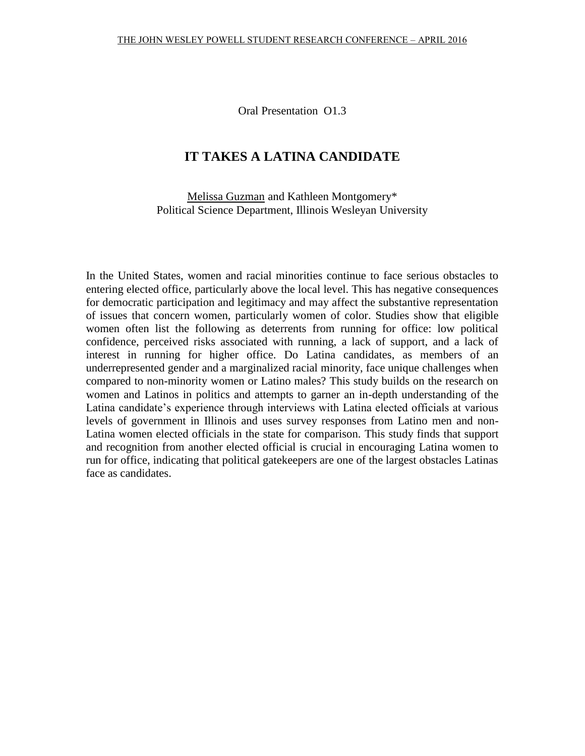Oral Presentation O1.3

# IT TAKES A LATINA CANDIDATE

Melissa Guzman and Kathleen Montgomery*
Political Science Department, Illinois Wesleyan University

In the United States, women and racial minorities continue to face serious obstacles to entering elected office, particularly above the local level. This has negative consequences for democratic participation and legitimacy and may affect the substantive representation of issues that concern women, particularly women of color. Studies show that eligible women often list the following as deterrents from running for office: low political confidence, perceived risks associated with running, a lack of support, and a lack of interest in running for higher office. Do Latina candidates, as members of an underrepresented gender and a marginalized racial minority, face unique challenges when compared to non-minority women or Latino males? This study builds on the research on women and Latinos in politics and attempts to garner an in-depth understanding of the Latina candidate's experience through interviews with Latina elected officials at various levels of government in Illinois and uses survey responses from Latino men and non-Latina women elected officials in the state for comparison. This study finds that support and recognition from another elected official is crucial in encouraging Latina women to run for office, indicating that political gatekeepers are one of the largest obstacles Latinas face as candidates.